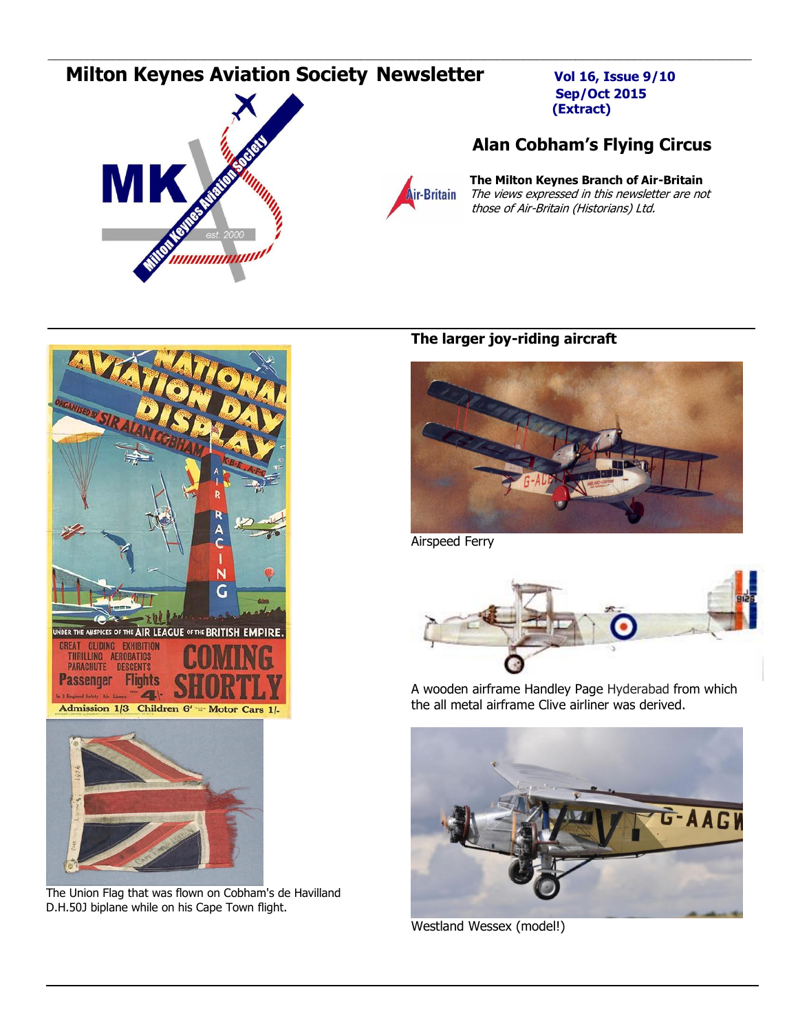# Milton Keynes Aviation Society Newsletter

**Vol 16, Issue 9/10**
**Sep/Oct 2015**
**(Extract)**

## Alan Cobham's Flying Circus

**The Milton Keynes Branch of Air-Britain**
*The views expressed in this newsletter are not those of Air-Britain (Historians) Ltd.*

The Union Flag that was flown on Cobham's de Havilland D.H.50J biplane while on his Cape Town flight.

### The larger joy-riding aircraft

Airspeed Ferry

A wooden airframe Handley Page Hyderabad from which the all metal airframe Clive airliner was derived.

Westland Wessex (model!)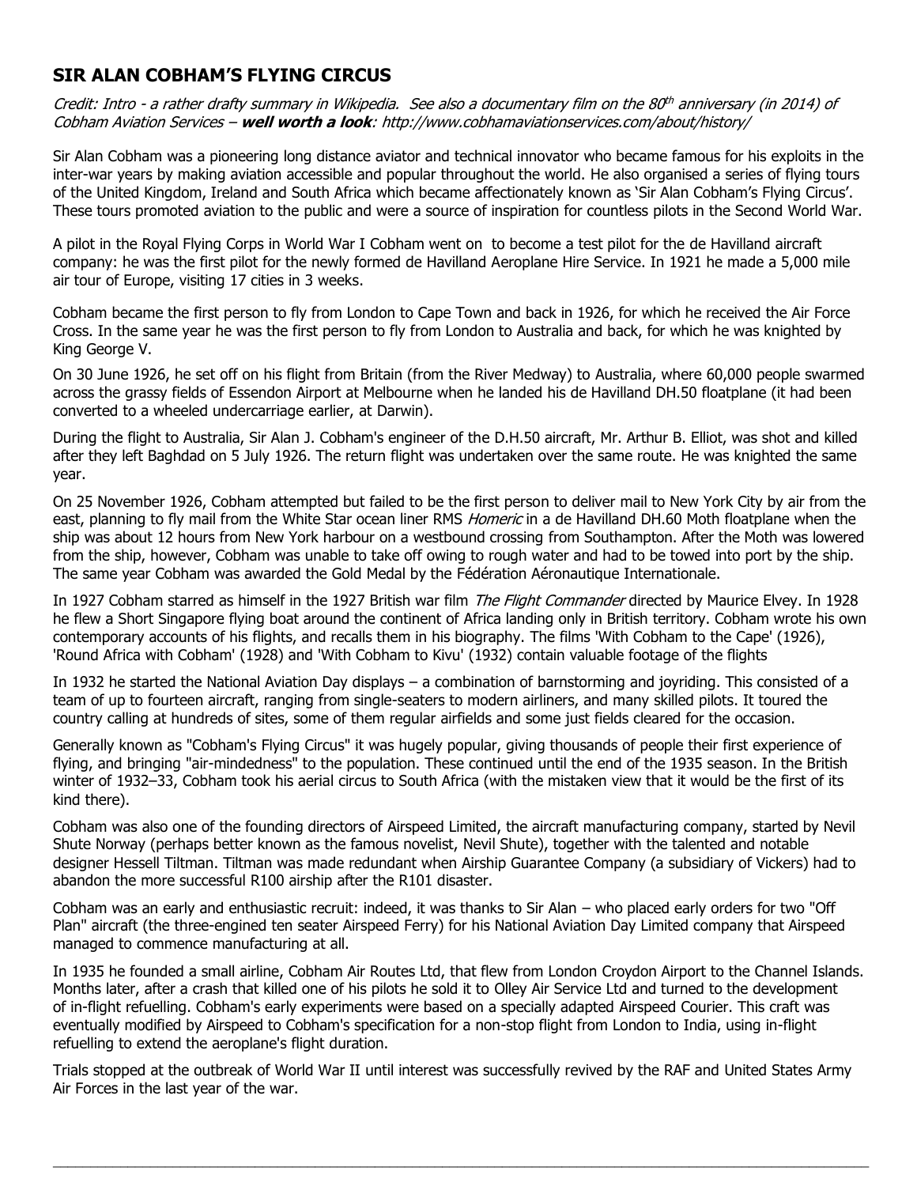## SIR ALAN COBHAM'S FLYING CIRCUS

*Credit: Intro - a rather drafty summary in Wikipedia. See also a documentary film on the 80th anniversary (in 2014) of Cobham Aviation Services –* ***well worth a look****: http://www.cobhamaviationservices.com/about/history/*

Sir Alan Cobham was a pioneering long distance aviator and technical innovator who became famous for his exploits in the inter-war years by making aviation accessible and popular throughout the world. He also organised a series of flying tours of the United Kingdom, Ireland and South Africa which became affectionately known as 'Sir Alan Cobham's Flying Circus'. These tours promoted aviation to the public and were a source of inspiration for countless pilots in the Second World War.

A pilot in the Royal Flying Corps in World War I Cobham went on to become a test pilot for the de Havilland aircraft company: he was the first pilot for the newly formed de Havilland Aeroplane Hire Service. In 1921 he made a 5,000 mile air tour of Europe, visiting 17 cities in 3 weeks.

Cobham became the first person to fly from London to Cape Town and back in 1926, for which he received the Air Force Cross. In the same year he was the first person to fly from London to Australia and back, for which he was knighted by King George V.

On 30 June 1926, he set off on his flight from Britain (from the River Medway) to Australia, where 60,000 people swarmed across the grassy fields of Essendon Airport at Melbourne when he landed his de Havilland DH.50 floatplane (it had been converted to a wheeled undercarriage earlier, at Darwin).

During the flight to Australia, Sir Alan J. Cobham's engineer of the D.H.50 aircraft, Mr. Arthur B. Elliot, was shot and killed after they left Baghdad on 5 July 1926. The return flight was undertaken over the same route. He was knighted the same year.

On 25 November 1926, Cobham attempted but failed to be the first person to deliver mail to New York City by air from the east, planning to fly mail from the White Star ocean liner RMS *Homeric* in a de Havilland DH.60 Moth floatplane when the ship was about 12 hours from New York harbour on a westbound crossing from Southampton. After the Moth was lowered from the ship, however, Cobham was unable to take off owing to rough water and had to be towed into port by the ship. The same year Cobham was awarded the Gold Medal by the Fédération Aéronautique Internationale.

In 1927 Cobham starred as himself in the 1927 British war film *The Flight Commander* directed by Maurice Elvey. In 1928 he flew a Short Singapore flying boat around the continent of Africa landing only in British territory. Cobham wrote his own contemporary accounts of his flights, and recalls them in his biography. The films 'With Cobham to the Cape' (1926), 'Round Africa with Cobham' (1928) and 'With Cobham to Kivu' (1932) contain valuable footage of the flights

In 1932 he started the National Aviation Day displays – a combination of barnstorming and joyriding. This consisted of a team of up to fourteen aircraft, ranging from single-seaters to modern airliners, and many skilled pilots. It toured the country calling at hundreds of sites, some of them regular airfields and some just fields cleared for the occasion.

Generally known as "Cobham's Flying Circus" it was hugely popular, giving thousands of people their first experience of flying, and bringing "air-mindedness" to the population. These continued until the end of the 1935 season. In the British winter of 1932–33, Cobham took his aerial circus to South Africa (with the mistaken view that it would be the first of its kind there).

Cobham was also one of the founding directors of Airspeed Limited, the aircraft manufacturing company, started by Nevil Shute Norway (perhaps better known as the famous novelist, Nevil Shute), together with the talented and notable designer Hessell Tiltman. Tiltman was made redundant when Airship Guarantee Company (a subsidiary of Vickers) had to abandon the more successful R100 airship after the R101 disaster.

Cobham was an early and enthusiastic recruit: indeed, it was thanks to Sir Alan – who placed early orders for two "Off Plan" aircraft (the three-engined ten seater Airspeed Ferry) for his National Aviation Day Limited company that Airspeed managed to commence manufacturing at all.

In 1935 he founded a small airline, Cobham Air Routes Ltd, that flew from London Croydon Airport to the Channel Islands. Months later, after a crash that killed one of his pilots he sold it to Olley Air Service Ltd and turned to the development of in-flight refuelling. Cobham's early experiments were based on a specially adapted Airspeed Courier. This craft was eventually modified by Airspeed to Cobham's specification for a non-stop flight from London to India, using in-flight refuelling to extend the aeroplane's flight duration.

Trials stopped at the outbreak of World War II until interest was successfully revived by the RAF and United States Army Air Forces in the last year of the war.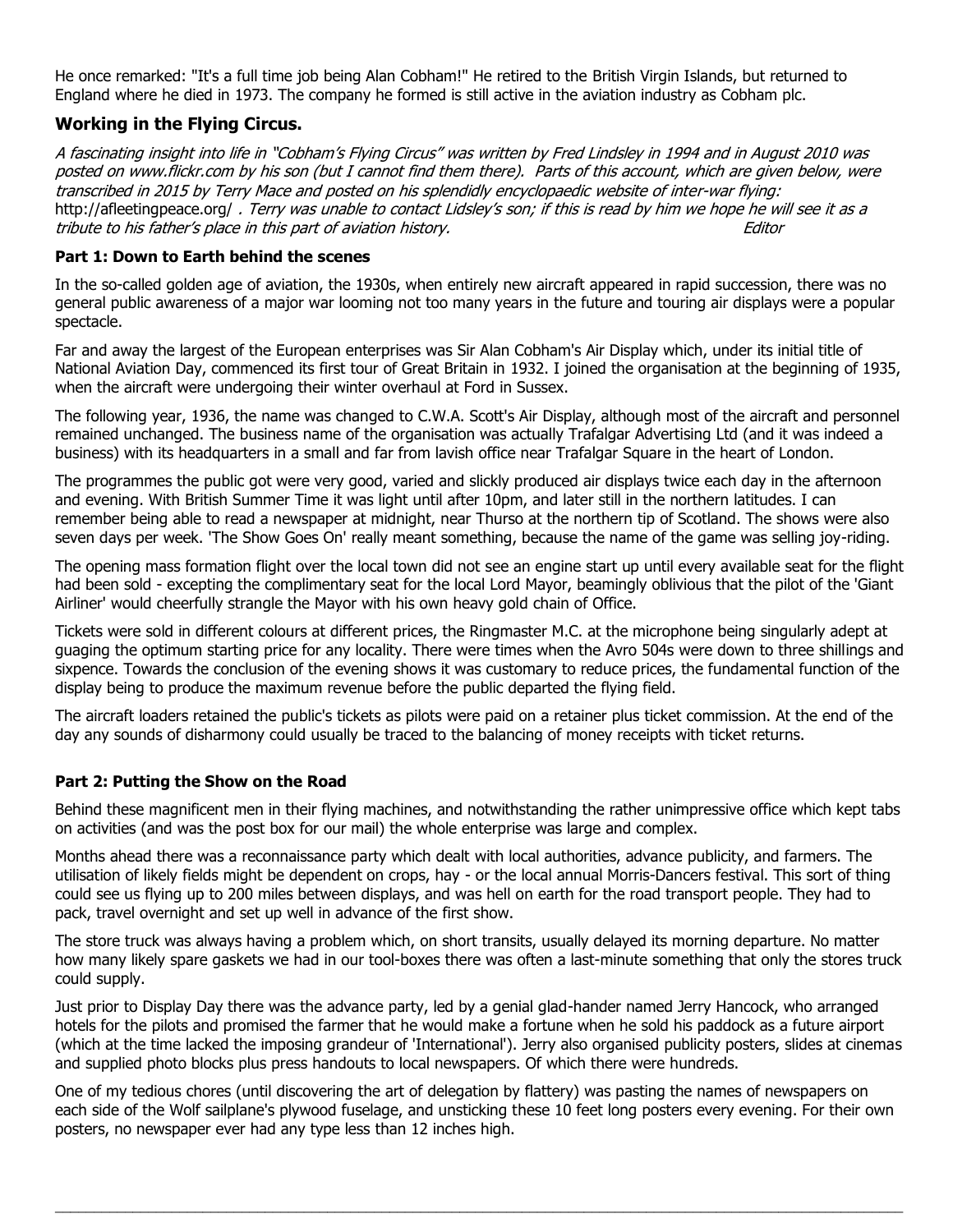He once remarked: "It's a full time job being Alan Cobham!" He retired to the British Virgin Islands, but returned to England where he died in 1973. The company he formed is still active in the aviation industry as Cobham plc.

## Working in the Flying Circus.

*A fascinating insight into life in "Cobham's Flying Circus" was written by Fred Lindsley in 1994 and in August 2010 was posted on www.flickr.com by his son (but I cannot find them there). Parts of this account, which are given below, were transcribed in 2015 by Terry Mace and posted on his splendidly encyclopaedic website of inter-war flying:* http://afleetingpeace.org/ *. Terry was unable to contact Lidsley's son; if this is read by him we hope he will see it as a tribute to his father's place in this part of aviation history.* *Editor*

### Part 1: Down to Earth behind the scenes

In the so-called golden age of aviation, the 1930s, when entirely new aircraft appeared in rapid succession, there was no general public awareness of a major war looming not too many years in the future and touring air displays were a popular spectacle.

Far and away the largest of the European enterprises was Sir Alan Cobham's Air Display which, under its initial title of National Aviation Day, commenced its first tour of Great Britain in 1932. I joined the organisation at the beginning of 1935, when the aircraft were undergoing their winter overhaul at Ford in Sussex.

The following year, 1936, the name was changed to C.W.A. Scott's Air Display, although most of the aircraft and personnel remained unchanged. The business name of the organisation was actually Trafalgar Advertising Ltd (and it was indeed a business) with its headquarters in a small and far from lavish office near Trafalgar Square in the heart of London.

The programmes the public got were very good, varied and slickly produced air displays twice each day in the afternoon and evening. With British Summer Time it was light until after 10pm, and later still in the northern latitudes. I can remember being able to read a newspaper at midnight, near Thurso at the northern tip of Scotland. The shows were also seven days per week. 'The Show Goes On' really meant something, because the name of the game was selling joy-riding.

The opening mass formation flight over the local town did not see an engine start up until every available seat for the flight had been sold - excepting the complimentary seat for the local Lord Mayor, beamingly oblivious that the pilot of the 'Giant Airliner' would cheerfully strangle the Mayor with his own heavy gold chain of Office.

Tickets were sold in different colours at different prices, the Ringmaster M.C. at the microphone being singularly adept at guaging the optimum starting price for any locality. There were times when the Avro 504s were down to three shillings and sixpence. Towards the conclusion of the evening shows it was customary to reduce prices, the fundamental function of the display being to produce the maximum revenue before the public departed the flying field.

The aircraft loaders retained the public's tickets as pilots were paid on a retainer plus ticket commission. At the end of the day any sounds of disharmony could usually be traced to the balancing of money receipts with ticket returns.

### Part 2: Putting the Show on the Road

Behind these magnificent men in their flying machines, and notwithstanding the rather unimpressive office which kept tabs on activities (and was the post box for our mail) the whole enterprise was large and complex.

Months ahead there was a reconnaissance party which dealt with local authorities, advance publicity, and farmers. The utilisation of likely fields might be dependent on crops, hay - or the local annual Morris-Dancers festival. This sort of thing could see us flying up to 200 miles between displays, and was hell on earth for the road transport people. They had to pack, travel overnight and set up well in advance of the first show.

The store truck was always having a problem which, on short transits, usually delayed its morning departure. No matter how many likely spare gaskets we had in our tool-boxes there was often a last-minute something that only the stores truck could supply.

Just prior to Display Day there was the advance party, led by a genial glad-hander named Jerry Hancock, who arranged hotels for the pilots and promised the farmer that he would make a fortune when he sold his paddock as a future airport (which at the time lacked the imposing grandeur of 'International'). Jerry also organised publicity posters, slides at cinemas and supplied photo blocks plus press handouts to local newspapers. Of which there were hundreds.

One of my tedious chores (until discovering the art of delegation by flattery) was pasting the names of newspapers on each side of the Wolf sailplane's plywood fuselage, and unsticking these 10 feet long posters every evening. For their own posters, no newspaper ever had any type less than 12 inches high.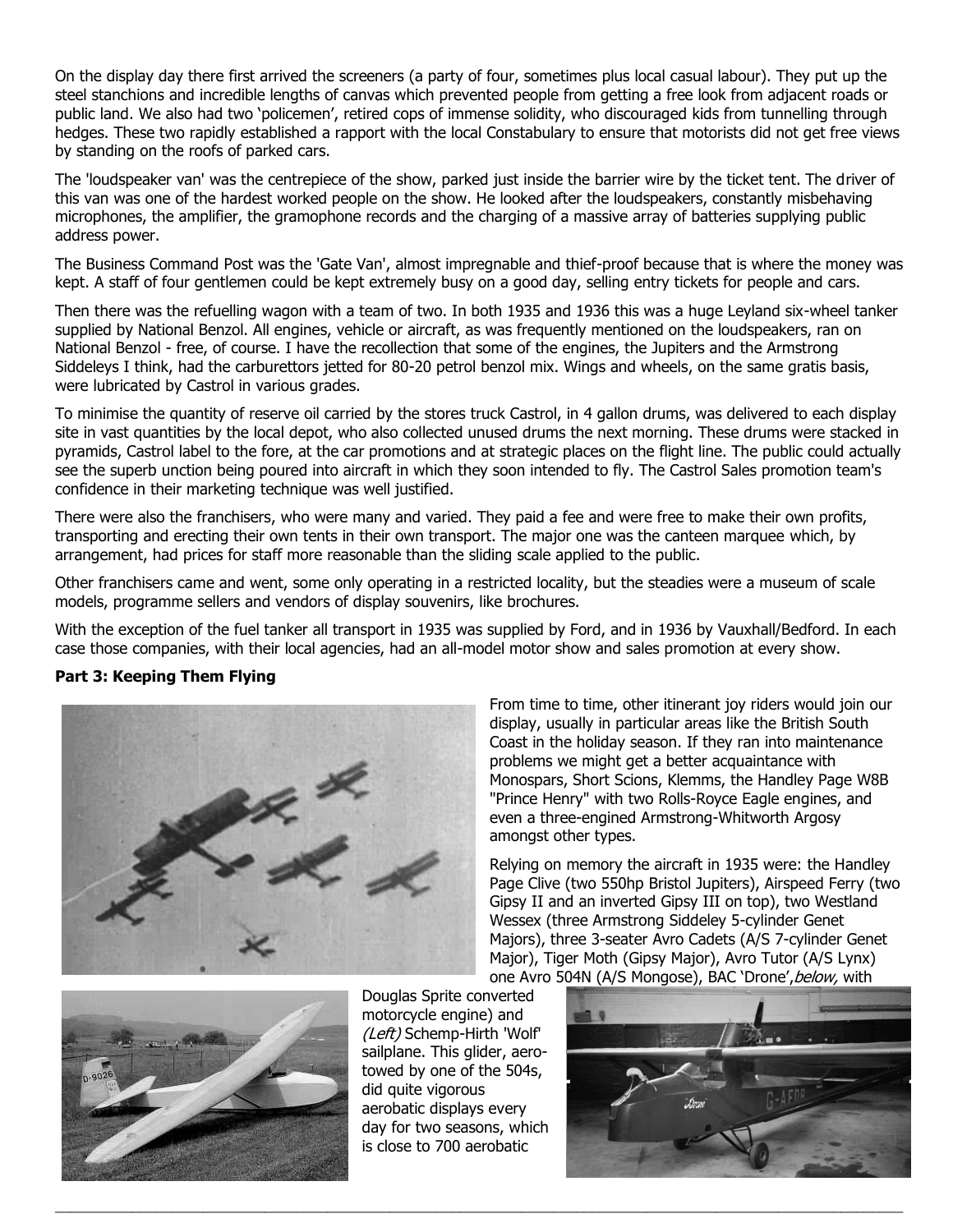On the display day there first arrived the screeners (a party of four, sometimes plus local casual labour). They put up the steel stanchions and incredible lengths of canvas which prevented people from getting a free look from adjacent roads or public land. We also had two 'policemen', retired cops of immense solidity, who discouraged kids from tunnelling through hedges. These two rapidly established a rapport with the local Constabulary to ensure that motorists did not get free views by standing on the roofs of parked cars.

The 'loudspeaker van' was the centrepiece of the show, parked just inside the barrier wire by the ticket tent. The driver of this van was one of the hardest worked people on the show. He looked after the loudspeakers, constantly misbehaving microphones, the amplifier, the gramophone records and the charging of a massive array of batteries supplying public address power.

The Business Command Post was the 'Gate Van', almost impregnable and thief-proof because that is where the money was kept. A staff of four gentlemen could be kept extremely busy on a good day, selling entry tickets for people and cars.

Then there was the refuelling wagon with a team of two. In both 1935 and 1936 this was a huge Leyland six-wheel tanker supplied by National Benzol. All engines, vehicle or aircraft, as was frequently mentioned on the loudspeakers, ran on National Benzol - free, of course. I have the recollection that some of the engines, the Jupiters and the Armstrong Siddeleys I think, had the carburettors jetted for 80-20 petrol benzol mix. Wings and wheels, on the same gratis basis, were lubricated by Castrol in various grades.

To minimise the quantity of reserve oil carried by the stores truck Castrol, in 4 gallon drums, was delivered to each display site in vast quantities by the local depot, who also collected unused drums the next morning. These drums were stacked in pyramids, Castrol label to the fore, at the car promotions and at strategic places on the flight line. The public could actually see the superb unction being poured into aircraft in which they soon intended to fly. The Castrol Sales promotion team's confidence in their marketing technique was well justified.

There were also the franchisers, who were many and varied. They paid a fee and were free to make their own profits, transporting and erecting their own tents in their own transport. The major one was the canteen marquee which, by arrangement, had prices for staff more reasonable than the sliding scale applied to the public.

Other franchisers came and went, some only operating in a restricted locality, but the steadies were a museum of scale models, programme sellers and vendors of display souvenirs, like brochures.

With the exception of the fuel tanker all transport in 1935 was supplied by Ford, and in 1936 by Vauxhall/Bedford. In each case those companies, with their local agencies, had an all-model motor show and sales promotion at every show.

**Part 3: Keeping Them Flying**

From time to time, other itinerant joy riders would join our display, usually in particular areas like the British South Coast in the holiday season. If they ran into maintenance problems we might get a better acquaintance with Monospars, Short Scions, Klemms, the Handley Page W8B "Prince Henry" with two Rolls-Royce Eagle engines, and even a three-engined Armstrong-Whitworth Argosy amongst other types.

Relying on memory the aircraft in 1935 were: the Handley Page Clive (two 550hp Bristol Jupiters), Airspeed Ferry (two Gipsy II and an inverted Gipsy III on top), two Westland Wessex (three Armstrong Siddeley 5-cylinder Genet Majors), three 3-seater Avro Cadets (A/S 7-cylinder Genet Major), Tiger Moth (Gipsy Major), Avro Tutor (A/S Lynx) one Avro 504N (A/S Mongose), BAC 'Drone', *below,* with Douglas Sprite converted motorcycle engine) and *(Left)* Schemp-Hirth 'Wolf' sailplane. This glider, aero-towed by one of the 504s, did quite vigorous aerobatic displays every day for two seasons, which is close to 700 aerobatic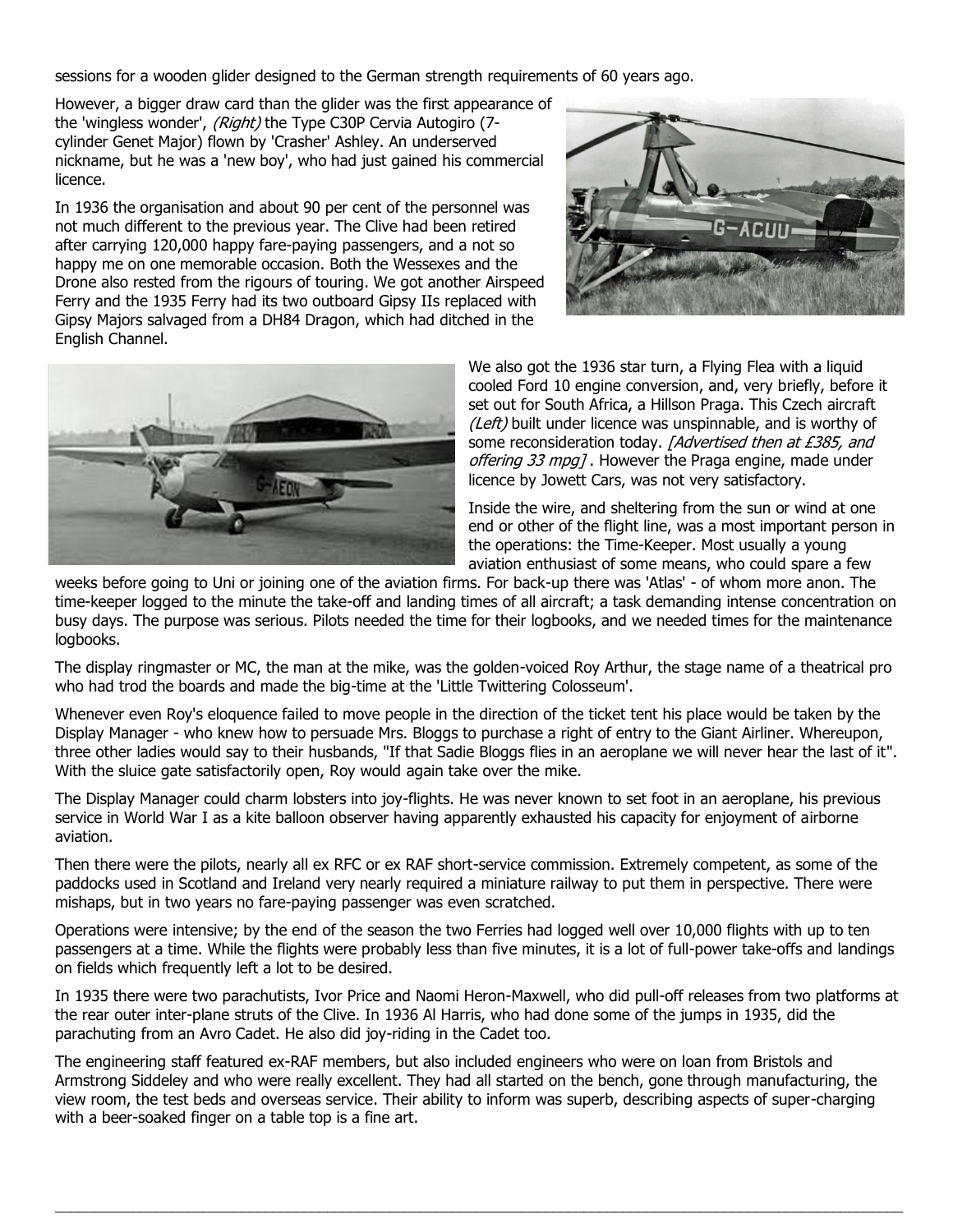sessions for a wooden glider designed to the German strength requirements of 60 years ago.

However, a bigger draw card than the glider was the first appearance of the 'wingless wonder', *(Right)* the Type C30P Cervia Autogiro (7-cylinder Genet Major) flown by 'Crasher' Ashley. An underserved nickname, but he was a 'new boy', who had just gained his commercial licence.

In 1936 the organisation and about 90 per cent of the personnel was not much different to the previous year. The Clive had been retired after carrying 120,000 happy fare-paying passengers, and a not so happy me on one memorable occasion. Both the Wessexes and the Drone also rested from the rigours of touring. We got another Airspeed Ferry and the 1935 Ferry had its two outboard Gipsy IIs replaced with Gipsy Majors salvaged from a DH84 Dragon, which had ditched in the English Channel.

We also got the 1936 star turn, a Flying Flea with a liquid cooled Ford 10 engine conversion, and, very briefly, before it set out for South Africa, a Hillson Praga. This Czech aircraft *(Left)* built under licence was unspinnable, and is worthy of some reconsideration today. *[Advertised then at £385, and offering 33 mpg]* . However the Praga engine, made under licence by Jowett Cars, was not very satisfactory.

Inside the wire, and sheltering from the sun or wind at one end or other of the flight line, was a most important person in the operations: the Time-Keeper. Most usually a young aviation enthusiast of some means, who could spare a few weeks before going to Uni or joining one of the aviation firms. For back-up there was 'Atlas' - of whom more anon. The time-keeper logged to the minute the take-off and landing times of all aircraft; a task demanding intense concentration on busy days. The purpose was serious. Pilots needed the time for their logbooks, and we needed times for the maintenance logbooks.

The display ringmaster or MC, the man at the mike, was the golden-voiced Roy Arthur, the stage name of a theatrical pro who had trod the boards and made the big-time at the 'Little Twittering Colosseum'.

Whenever even Roy's eloquence failed to move people in the direction of the ticket tent his place would be taken by the Display Manager - who knew how to persuade Mrs. Bloggs to purchase a right of entry to the Giant Airliner. Whereupon, three other ladies would say to their husbands, "If that Sadie Bloggs flies in an aeroplane we will never hear the last of it". With the sluice gate satisfactorily open, Roy would again take over the mike.

The Display Manager could charm lobsters into joy-flights. He was never known to set foot in an aeroplane, his previous service in World War I as a kite balloon observer having apparently exhausted his capacity for enjoyment of airborne aviation.

Then there were the pilots, nearly all ex RFC or ex RAF short-service commission. Extremely competent, as some of the paddocks used in Scotland and Ireland very nearly required a miniature railway to put them in perspective. There were mishaps, but in two years no fare-paying passenger was even scratched.

Operations were intensive; by the end of the season the two Ferries had logged well over 10,000 flights with up to ten passengers at a time. While the flights were probably less than five minutes, it is a lot of full-power take-offs and landings on fields which frequently left a lot to be desired.

In 1935 there were two parachutists, Ivor Price and Naomi Heron-Maxwell, who did pull-off releases from two platforms at the rear outer inter-plane struts of the Clive. In 1936 Al Harris, who had done some of the jumps in 1935, did the parachuting from an Avro Cadet. He also did joy-riding in the Cadet too.

The engineering staff featured ex-RAF members, but also included engineers who were on loan from Bristols and Armstrong Siddeley and who were really excellent. They had all started on the bench, gone through manufacturing, the view room, the test beds and overseas service. Their ability to inform was superb, describing aspects of super-charging with a beer-soaked finger on a table top is a fine art.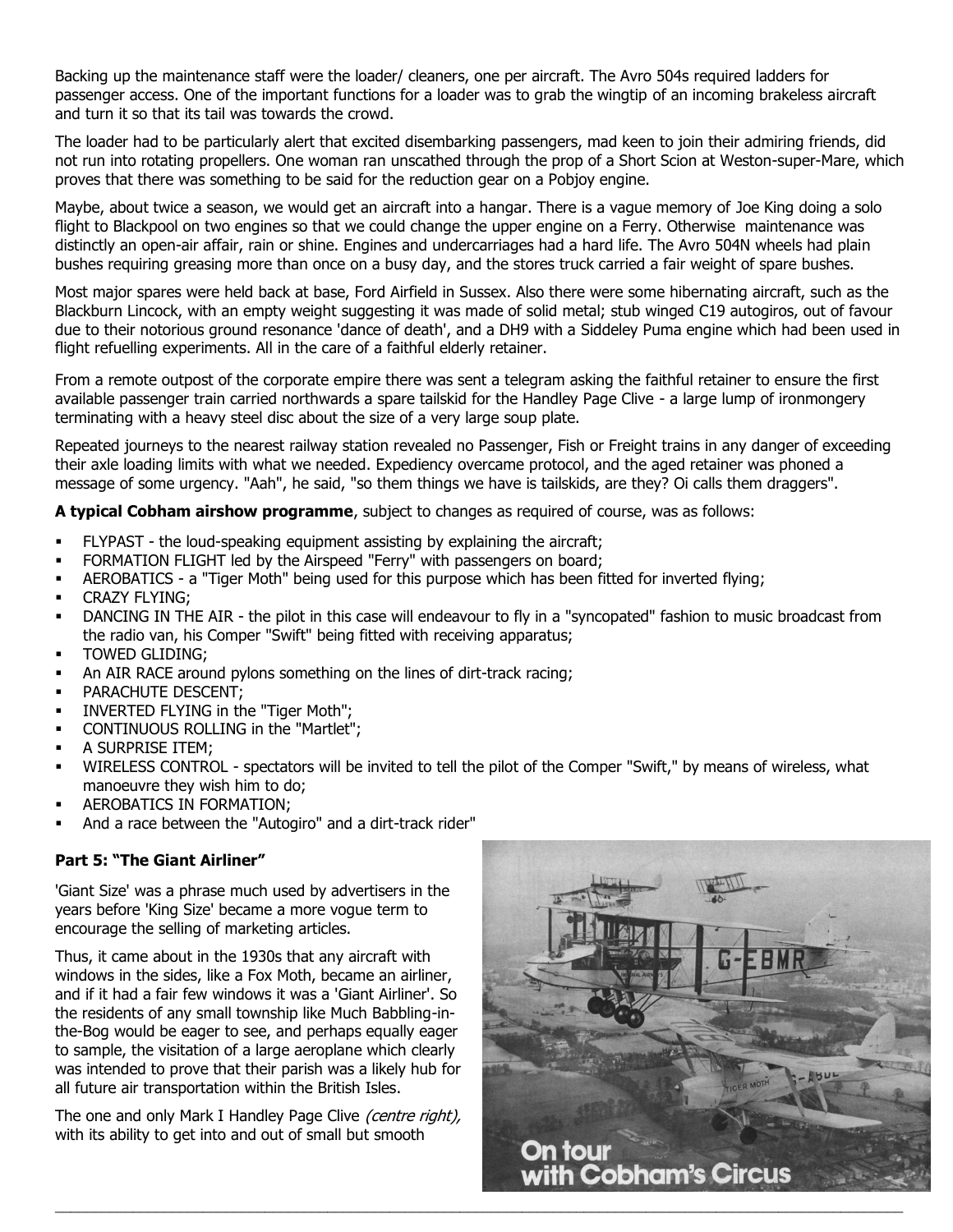Backing up the maintenance staff were the loader/ cleaners, one per aircraft. The Avro 504s required ladders for passenger access. One of the important functions for a loader was to grab the wingtip of an incoming brakeless aircraft and turn it so that its tail was towards the crowd.

The loader had to be particularly alert that excited disembarking passengers, mad keen to join their admiring friends, did not run into rotating propellers. One woman ran unscathed through the prop of a Short Scion at Weston-super-Mare, which proves that there was something to be said for the reduction gear on a Pobjoy engine.

Maybe, about twice a season, we would get an aircraft into a hangar. There is a vague memory of Joe King doing a solo flight to Blackpool on two engines so that we could change the upper engine on a Ferry. Otherwise maintenance was distinctly an open-air affair, rain or shine. Engines and undercarriages had a hard life. The Avro 504N wheels had plain bushes requiring greasing more than once on a busy day, and the stores truck carried a fair weight of spare bushes.

Most major spares were held back at base, Ford Airfield in Sussex. Also there were some hibernating aircraft, such as the Blackburn Lincock, with an empty weight suggesting it was made of solid metal; stub winged C19 autogiros, out of favour due to their notorious ground resonance 'dance of death', and a DH9 with a Siddeley Puma engine which had been used in flight refuelling experiments. All in the care of a faithful elderly retainer.

From a remote outpost of the corporate empire there was sent a telegram asking the faithful retainer to ensure the first available passenger train carried northwards a spare tailskid for the Handley Page Clive - a large lump of ironmongery terminating with a heavy steel disc about the size of a very large soup plate.

Repeated journeys to the nearest railway station revealed no Passenger, Fish or Freight trains in any danger of exceeding their axle loading limits with what we needed. Expediency overcame protocol, and the aged retainer was phoned a message of some urgency. "Aah", he said, "so them things we have is tailskids, are they? Oi calls them draggers".

**A typical Cobham airshow programme**, subject to changes as required of course, was as follows:

- FLYPAST - the loud-speaking equipment assisting by explaining the aircraft;
- FORMATION FLIGHT led by the Airspeed "Ferry" with passengers on board;
- AEROBATICS - a "Tiger Moth" being used for this purpose which has been fitted for inverted flying;
- CRAZY FLYING;
- DANCING IN THE AIR - the pilot in this case will endeavour to fly in a "syncopated" fashion to music broadcast from the radio van, his Comper "Swift" being fitted with receiving apparatus;
- TOWED GLIDING;
- An AIR RACE around pylons something on the lines of dirt-track racing;
- PARACHUTE DESCENT;
- INVERTED FLYING in the "Tiger Moth";
- CONTINUOUS ROLLING in the "Martlet";
- A SURPRISE ITEM;
- WIRELESS CONTROL - spectators will be invited to tell the pilot of the Comper "Swift," by means of wireless, what manoeuvre they wish him to do;
- AEROBATICS IN FORMATION;
- And a race between the "Autogiro" and a dirt-track rider"

**Part 5: "The Giant Airliner"**

'Giant Size' was a phrase much used by advertisers in the years before 'King Size' became a more vogue term to encourage the selling of marketing articles.

Thus, it came about in the 1930s that any aircraft with windows in the sides, like a Fox Moth, became an airliner, and if it had a fair few windows it was a 'Giant Airliner'. So the residents of any small township like Much Babbling-in-the-Bog would be eager to see, and perhaps equally eager to sample, the visitation of a large aeroplane which clearly was intended to prove that their parish was a likely hub for all future air transportation within the British Isles.

The one and only Mark I Handley Page Clive *(centre right),* with its ability to get into and out of small but smooth

On tour with Cobham's Circus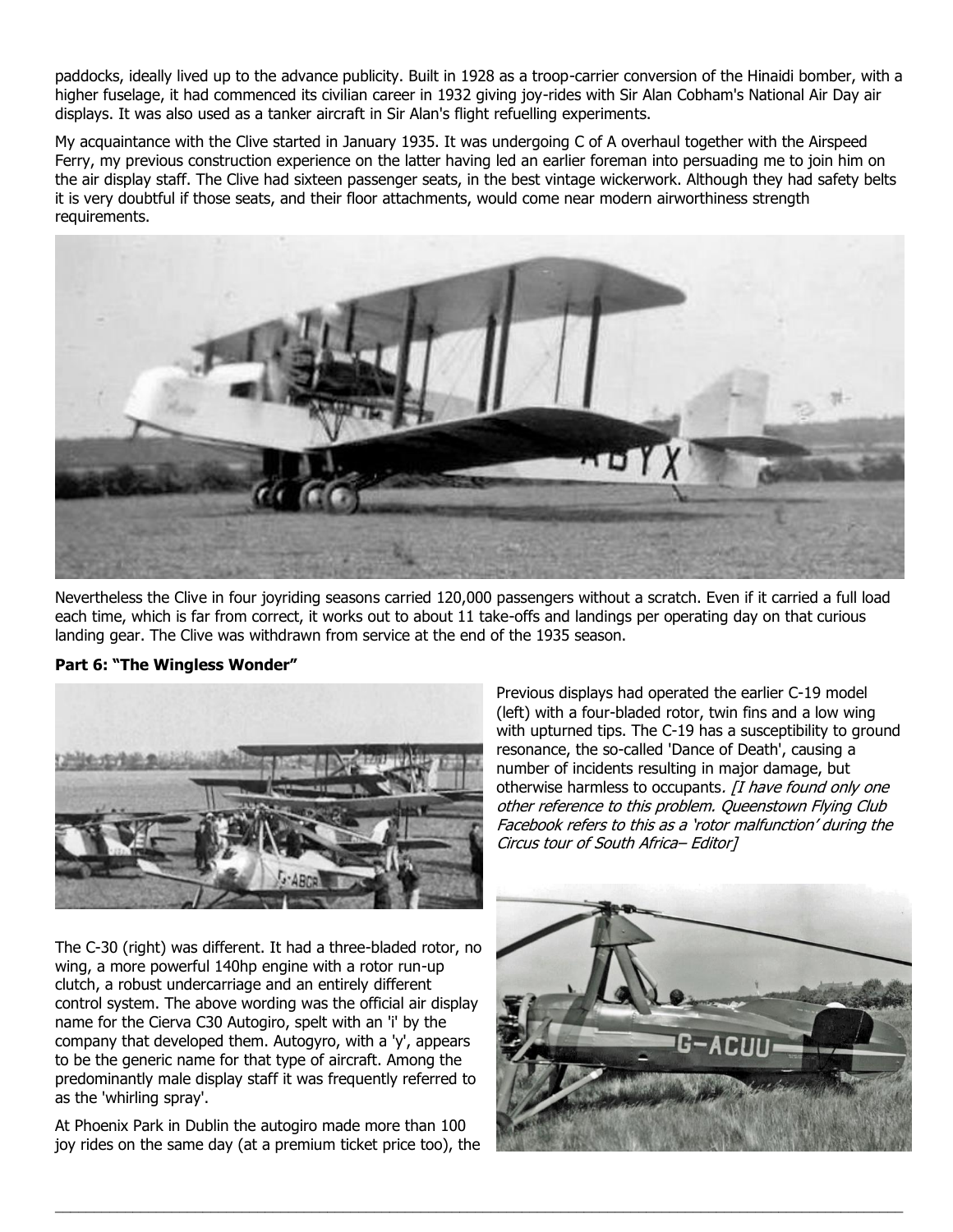paddocks, ideally lived up to the advance publicity. Built in 1928 as a troop-carrier conversion of the Hinaidi bomber, with a higher fuselage, it had commenced its civilian career in 1932 giving joy-rides with Sir Alan Cobham's National Air Day air displays. It was also used as a tanker aircraft in Sir Alan's flight refuelling experiments.

My acquaintance with the Clive started in January 1935. It was undergoing C of A overhaul together with the Airspeed Ferry, my previous construction experience on the latter having led an earlier foreman into persuading me to join him on the air display staff. The Clive had sixteen passenger seats, in the best vintage wickerwork. Although they had safety belts it is very doubtful if those seats, and their floor attachments, would come near modern airworthiness strength requirements.

Nevertheless the Clive in four joyriding seasons carried 120,000 passengers without a scratch. Even if it carried a full load each time, which is far from correct, it works out to about 11 take-offs and landings per operating day on that curious landing gear. The Clive was withdrawn from service at the end of the 1935 season.

**Part 6: "The Wingless Wonder"**

Previous displays had operated the earlier C-19 model (left) with a four-bladed rotor, twin fins and a low wing with upturned tips. The C-19 has a susceptibility to ground resonance, the so-called 'Dance of Death', causing a number of incidents resulting in major damage, but otherwise harmless to occupants. *[I have found only one other reference to this problem. Queenstown Flying Club Facebook refers to this as a 'rotor malfunction' during the Circus tour of South Africa– Editor]*

The C-30 (right) was different. It had a three-bladed rotor, no wing, a more powerful 140hp engine with a rotor run-up clutch, a robust undercarriage and an entirely different control system. The above wording was the official air display name for the Cierva C30 Autogiro, spelt with an 'i' by the company that developed them. Autogyro, with a 'y', appears to be the generic name for that type of aircraft. Among the predominantly male display staff it was frequently referred to as the 'whirling spray'.

At Phoenix Park in Dublin the autogiro made more than 100 joy rides on the same day (at a premium ticket price too), the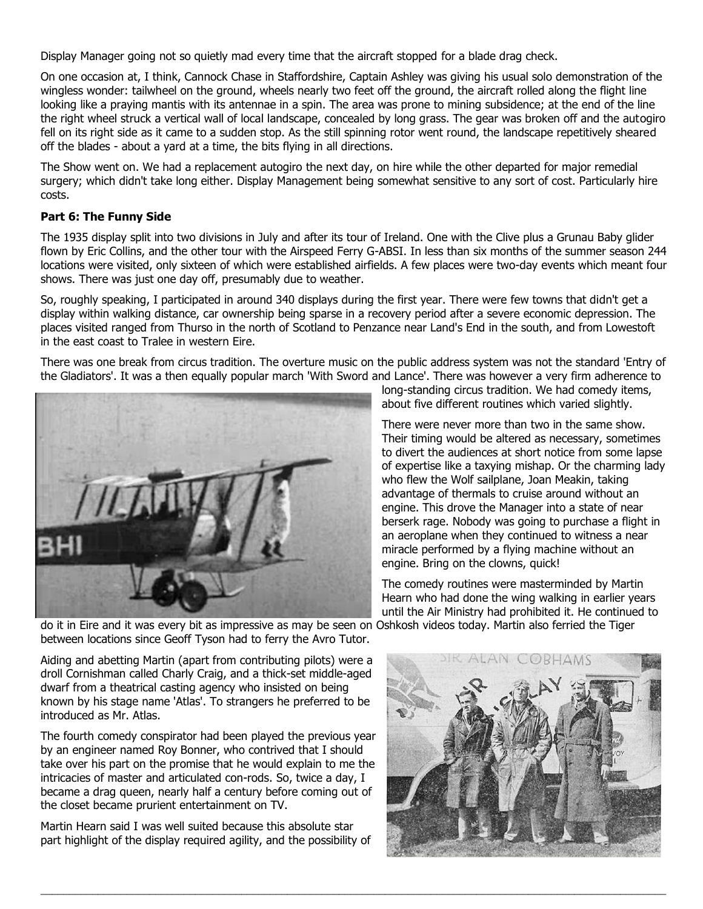Display Manager going not so quietly mad every time that the aircraft stopped for a blade drag check.

On one occasion at, I think, Cannock Chase in Staffordshire, Captain Ashley was giving his usual solo demonstration of the wingless wonder: tailwheel on the ground, wheels nearly two feet off the ground, the aircraft rolled along the flight line looking like a praying mantis with its antennae in a spin. The area was prone to mining subsidence; at the end of the line the right wheel struck a vertical wall of local landscape, concealed by long grass. The gear was broken off and the autogiro fell on its right side as it came to a sudden stop. As the still spinning rotor went round, the landscape repetitively sheared off the blades - about a yard at a time, the bits flying in all directions.

The Show went on. We had a replacement autogiro the next day, on hire while the other departed for major remedial surgery; which didn't take long either. Display Management being somewhat sensitive to any sort of cost. Particularly hire costs.

**Part 6: The Funny Side**

The 1935 display split into two divisions in July and after its tour of Ireland. One with the Clive plus a Grunau Baby glider flown by Eric Collins, and the other tour with the Airspeed Ferry G-ABSI. In less than six months of the summer season 244 locations were visited, only sixteen of which were established airfields. A few places were two-day events which meant four shows. There was just one day off, presumably due to weather.

So, roughly speaking, I participated in around 340 displays during the first year. There were few towns that didn't get a display within walking distance, car ownership being sparse in a recovery period after a severe economic depression. The places visited ranged from Thurso in the north of Scotland to Penzance near Land's End in the south, and from Lowestoft in the east coast to Tralee in western Eire.

There was one break from circus tradition. The overture music on the public address system was not the standard 'Entry of the Gladiators'. It was a then equally popular march 'With Sword and Lance'. There was however a very firm adherence to long-standing circus tradition. We had comedy items, about five different routines which varied slightly.

There were never more than two in the same show. Their timing would be altered as necessary, sometimes to divert the audiences at short notice from some lapse of expertise like a taxying mishap. Or the charming lady who flew the Wolf sailplane, Joan Meakin, taking advantage of thermals to cruise around without an engine. This drove the Manager into a state of near berserk rage. Nobody was going to purchase a flight in an aeroplane when they continued to witness a near miracle performed by a flying machine without an engine. Bring on the clowns, quick!

The comedy routines were masterminded by Martin Hearn who had done the wing walking in earlier years until the Air Ministry had prohibited it. He continued to do it in Eire and it was every bit as impressive as may be seen on Oshkosh videos today. Martin also ferried the Tiger between locations since Geoff Tyson had to ferry the Avro Tutor.

Aiding and abetting Martin (apart from contributing pilots) were a droll Cornishman called Charly Craig, and a thick-set middle-aged dwarf from a theatrical casting agency who insisted on being known by his stage name 'Atlas'. To strangers he preferred to be introduced as Mr. Atlas.

The fourth comedy conspirator had been played the previous year by an engineer named Roy Bonner, who contrived that I should take over his part on the promise that he would explain to me the intricacies of master and articulated con-rods. So, twice a day, I became a drag queen, nearly half a century before coming out of the closet became prurient entertainment on TV.

Martin Hearn said I was well suited because this absolute star part highlight of the display required agility, and the possibility of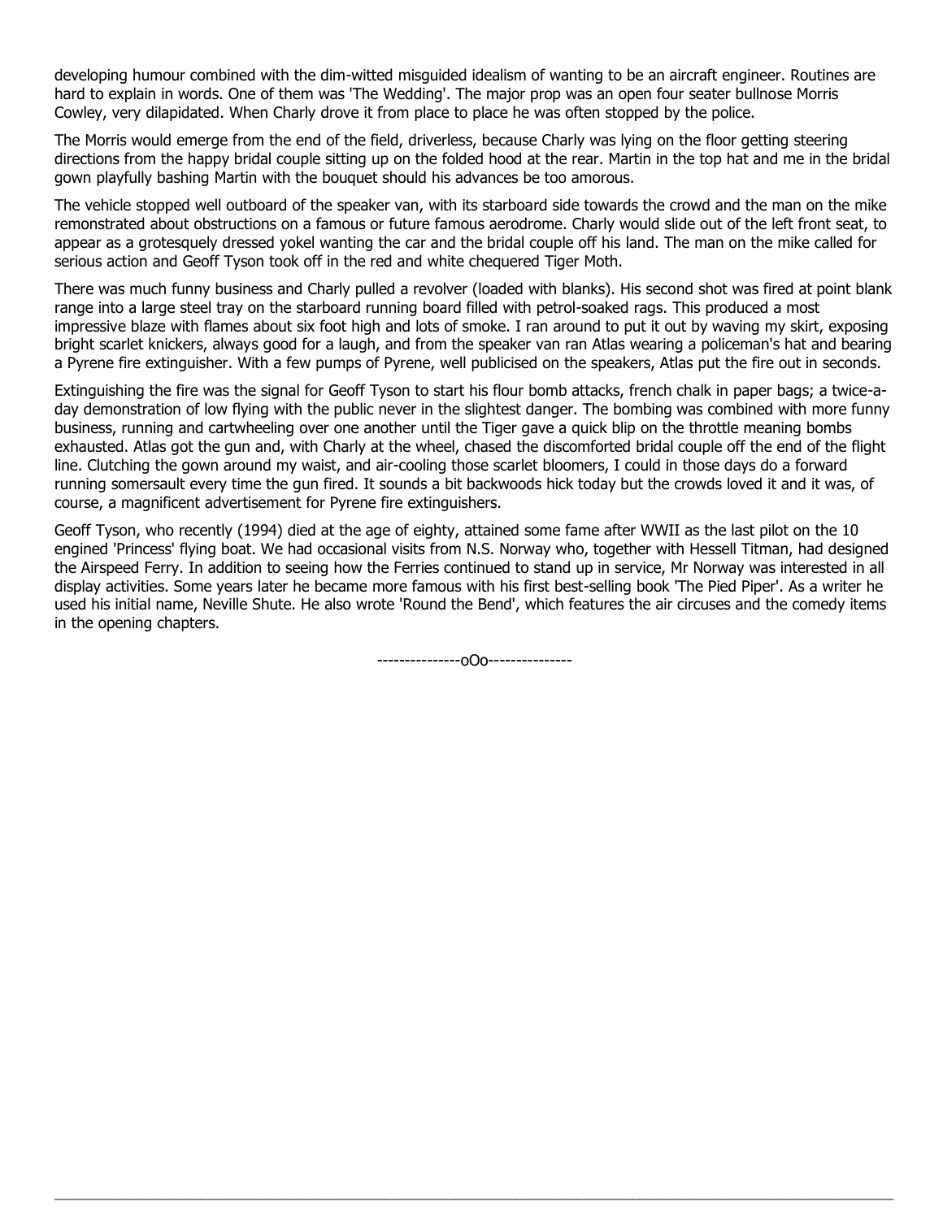developing humour combined with the dim-witted misguided idealism of wanting to be an aircraft engineer. Routines are hard to explain in words. One of them was 'The Wedding'. The major prop was an open four seater bullnose Morris Cowley, very dilapidated. When Charly drove it from place to place he was often stopped by the police.

The Morris would emerge from the end of the field, driverless, because Charly was lying on the floor getting steering directions from the happy bridal couple sitting up on the folded hood at the rear. Martin in the top hat and me in the bridal gown playfully bashing Martin with the bouquet should his advances be too amorous.

The vehicle stopped well outboard of the speaker van, with its starboard side towards the crowd and the man on the mike remonstrated about obstructions on a famous or future famous aerodrome. Charly would slide out of the left front seat, to appear as a grotesquely dressed yokel wanting the car and the bridal couple off his land. The man on the mike called for serious action and Geoff Tyson took off in the red and white chequered Tiger Moth.

There was much funny business and Charly pulled a revolver (loaded with blanks). His second shot was fired at point blank range into a large steel tray on the starboard running board filled with petrol-soaked rags. This produced a most impressive blaze with flames about six foot high and lots of smoke. I ran around to put it out by waving my skirt, exposing bright scarlet knickers, always good for a laugh, and from the speaker van ran Atlas wearing a policeman's hat and bearing a Pyrene fire extinguisher. With a few pumps of Pyrene, well publicised on the speakers, Atlas put the fire out in seconds.

Extinguishing the fire was the signal for Geoff Tyson to start his flour bomb attacks, french chalk in paper bags; a twice-a-day demonstration of low flying with the public never in the slightest danger. The bombing was combined with more funny business, running and cartwheeling over one another until the Tiger gave a quick blip on the throttle meaning bombs exhausted. Atlas got the gun and, with Charly at the wheel, chased the discomforted bridal couple off the end of the flight line. Clutching the gown around my waist, and air-cooling those scarlet bloomers, I could in those days do a forward running somersault every time the gun fired. It sounds a bit backwoods hick today but the crowds loved it and it was, of course, a magnificent advertisement for Pyrene fire extinguishers.

Geoff Tyson, who recently (1994) died at the age of eighty, attained some fame after WWII as the last pilot on the 10 engined 'Princess' flying boat. We had occasional visits from N.S. Norway who, together with Hessell Titman, had designed the Airspeed Ferry. In addition to seeing how the Ferries continued to stand up in service, Mr Norway was interested in all display activities. Some years later he became more famous with his first best-selling book 'The Pied Piper'. As a writer he used his initial name, Neville Shute. He also wrote 'Round the Bend', which features the air circuses and the comedy items in the opening chapters.

---------------oOo---------------